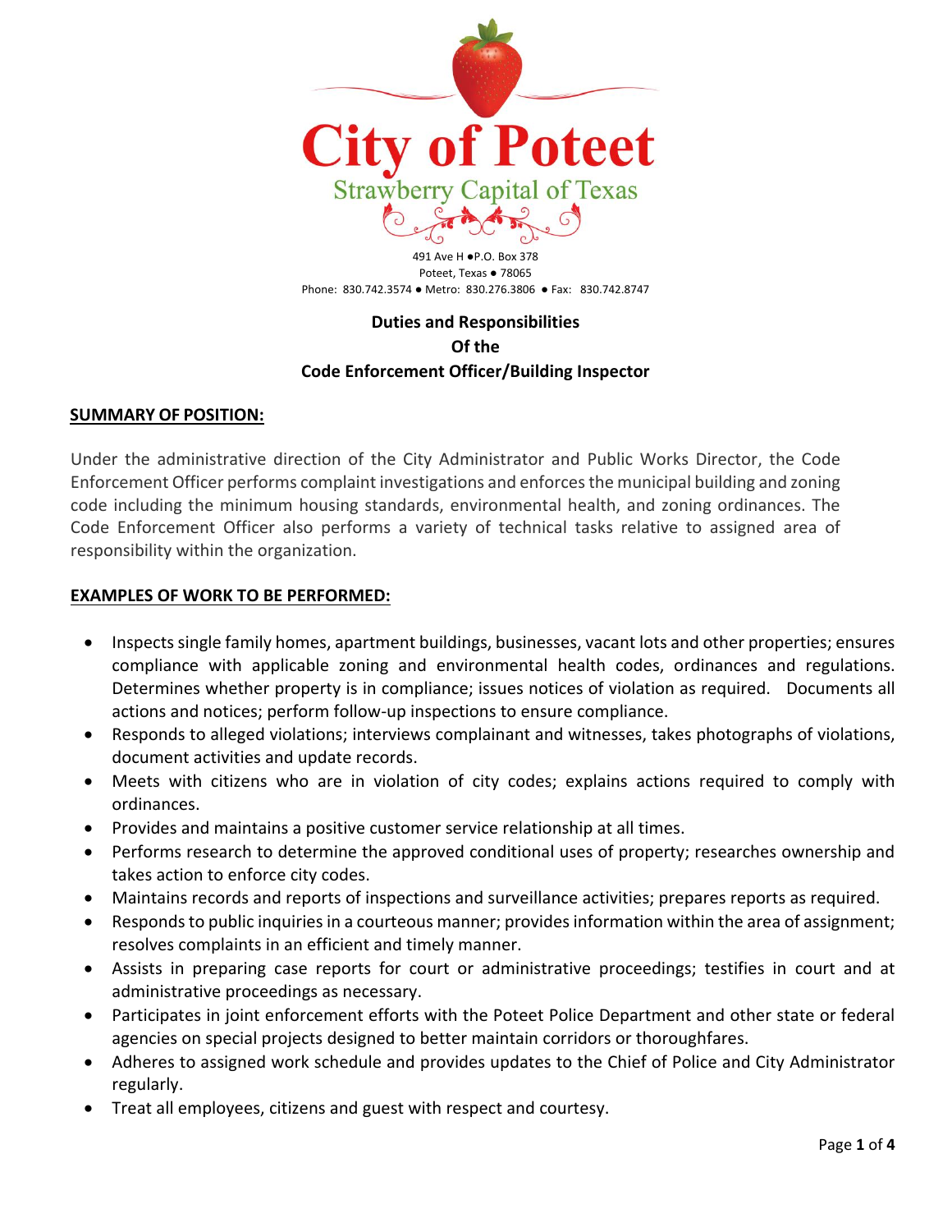# City of Poteet

Strawberry Capital of Texas

491 Ave H ●P.O. Box 378
Poteet, Texas ● 78065
Phone: 830.742.3574 ● Metro: 830.276.3806 ● Fax: 830.742.8747

## Duties and Responsibilities Of the Code Enforcement Officer/Building Inspector

### SUMMARY OF POSITION:

Under the administrative direction of the City Administrator and Public Works Director, the Code Enforcement Officer performs complaint investigations and enforces the municipal building and zoning code including the minimum housing standards, environmental health, and zoning ordinances. The Code Enforcement Officer also performs a variety of technical tasks relative to assigned area of responsibility within the organization.

### EXAMPLES OF WORK TO BE PERFORMED:

- Inspects single family homes, apartment buildings, businesses, vacant lots and other properties; ensures compliance with applicable zoning and environmental health codes, ordinances and regulations. Determines whether property is in compliance; issues notices of violation as required. Documents all actions and notices; perform follow-up inspections to ensure compliance.
- Responds to alleged violations; interviews complainant and witnesses, takes photographs of violations, document activities and update records.
- Meets with citizens who are in violation of city codes; explains actions required to comply with ordinances.
- Provides and maintains a positive customer service relationship at all times.
- Performs research to determine the approved conditional uses of property; researches ownership and takes action to enforce city codes.
- Maintains records and reports of inspections and surveillance activities; prepares reports as required.
- Responds to public inquiries in a courteous manner; provides information within the area of assignment; resolves complaints in an efficient and timely manner.
- Assists in preparing case reports for court or administrative proceedings; testifies in court and at administrative proceedings as necessary.
- Participates in joint enforcement efforts with the Poteet Police Department and other state or federal agencies on special projects designed to better maintain corridors or thoroughfares.
- Adheres to assigned work schedule and provides updates to the Chief of Police and City Administrator regularly.
- Treat all employees, citizens and guest with respect and courtesy.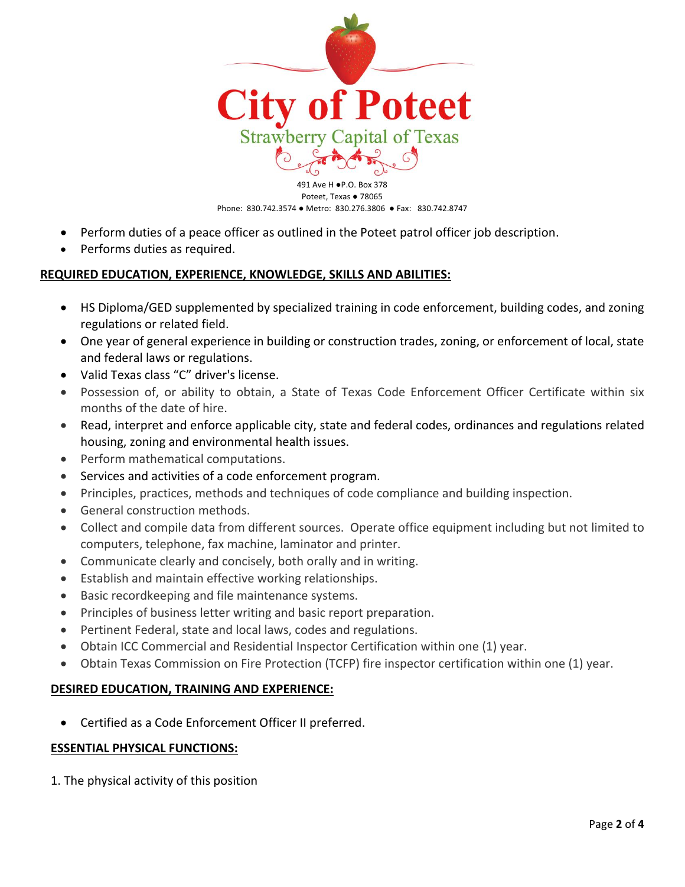- Perform duties of a peace officer as outlined in the Poteet patrol officer job description.
- Performs duties as required.

**REQUIRED EDUCATION, EXPERIENCE, KNOWLEDGE, SKILLS AND ABILITIES:**

- HS Diploma/GED supplemented by specialized training in code enforcement, building codes, and zoning regulations or related field.
- One year of general experience in building or construction trades, zoning, or enforcement of local, state and federal laws or regulations.
- Valid Texas class "C" driver's license.
- Possession of, or ability to obtain, a State of Texas Code Enforcement Officer Certificate within six months of the date of hire.
- Read, interpret and enforce applicable city, state and federal codes, ordinances and regulations related housing, zoning and environmental health issues.
- Perform mathematical computations.
- Services and activities of a code enforcement program.
- Principles, practices, methods and techniques of code compliance and building inspection.
- General construction methods.
- Collect and compile data from different sources. Operate office equipment including but not limited to computers, telephone, fax machine, laminator and printer.
- Communicate clearly and concisely, both orally and in writing.
- Establish and maintain effective working relationships.
- Basic recordkeeping and file maintenance systems.
- Principles of business letter writing and basic report preparation.
- Pertinent Federal, state and local laws, codes and regulations.
- Obtain ICC Commercial and Residential Inspector Certification within one (1) year.
- Obtain Texas Commission on Fire Protection (TCFP) fire inspector certification within one (1) year.

**DESIRED EDUCATION, TRAINING AND EXPERIENCE:**

- Certified as a Code Enforcement Officer II preferred.

**ESSENTIAL PHYSICAL FUNCTIONS:**

1. The physical activity of this position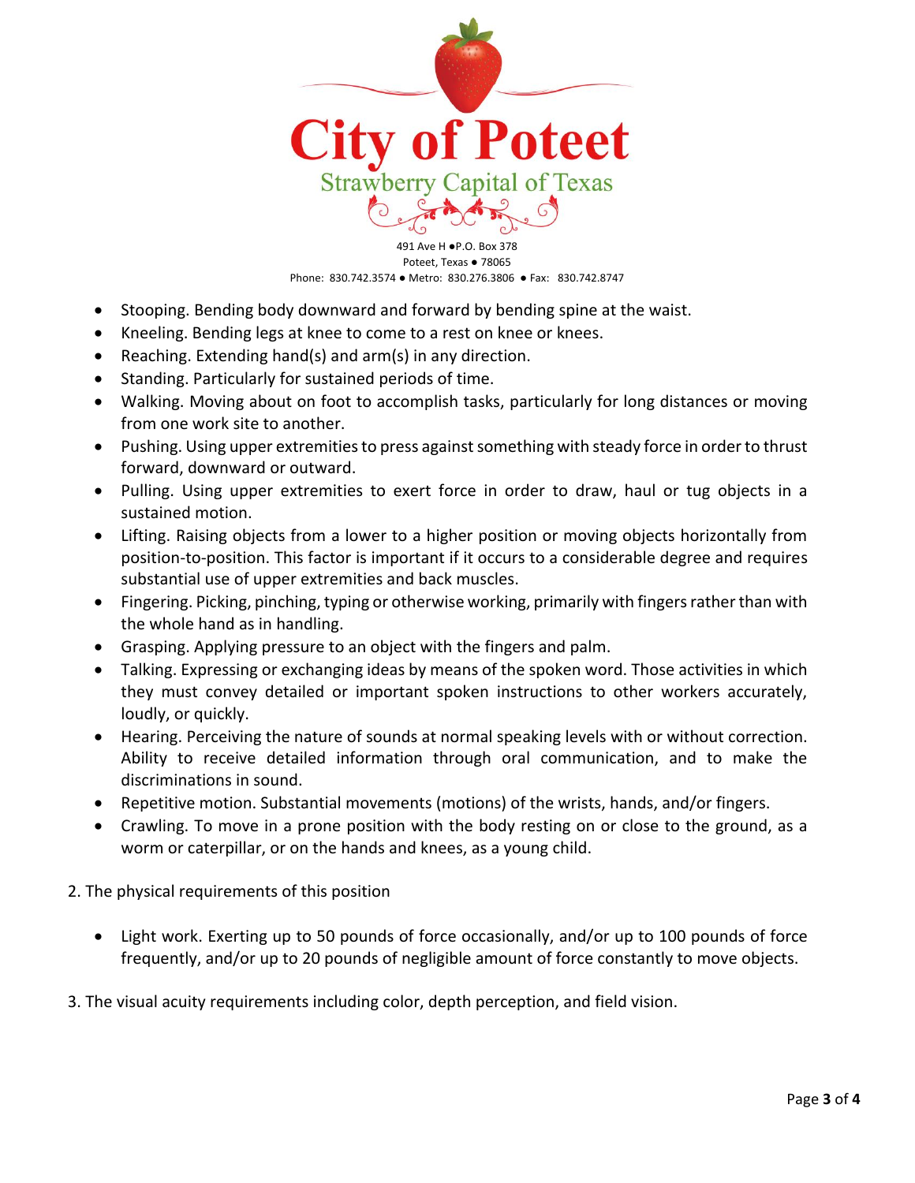- Stooping. Bending body downward and forward by bending spine at the waist.
- Kneeling. Bending legs at knee to come to a rest on knee or knees.
- Reaching. Extending hand(s) and arm(s) in any direction.
- Standing. Particularly for sustained periods of time.
- Walking. Moving about on foot to accomplish tasks, particularly for long distances or moving from one work site to another.
- Pushing. Using upper extremities to press against something with steady force in order to thrust forward, downward or outward.
- Pulling. Using upper extremities to exert force in order to draw, haul or tug objects in a sustained motion.
- Lifting. Raising objects from a lower to a higher position or moving objects horizontally from position-to-position. This factor is important if it occurs to a considerable degree and requires substantial use of upper extremities and back muscles.
- Fingering. Picking, pinching, typing or otherwise working, primarily with fingers rather than with the whole hand as in handling.
- Grasping. Applying pressure to an object with the fingers and palm.
- Talking. Expressing or exchanging ideas by means of the spoken word. Those activities in which they must convey detailed or important spoken instructions to other workers accurately, loudly, or quickly.
- Hearing. Perceiving the nature of sounds at normal speaking levels with or without correction. Ability to receive detailed information through oral communication, and to make the discriminations in sound.
- Repetitive motion. Substantial movements (motions) of the wrists, hands, and/or fingers.
- Crawling. To move in a prone position with the body resting on or close to the ground, as a worm or caterpillar, or on the hands and knees, as a young child.

2. The physical requirements of this position

- Light work. Exerting up to 50 pounds of force occasionally, and/or up to 100 pounds of force frequently, and/or up to 20 pounds of negligible amount of force constantly to move objects.

3. The visual acuity requirements including color, depth perception, and field vision.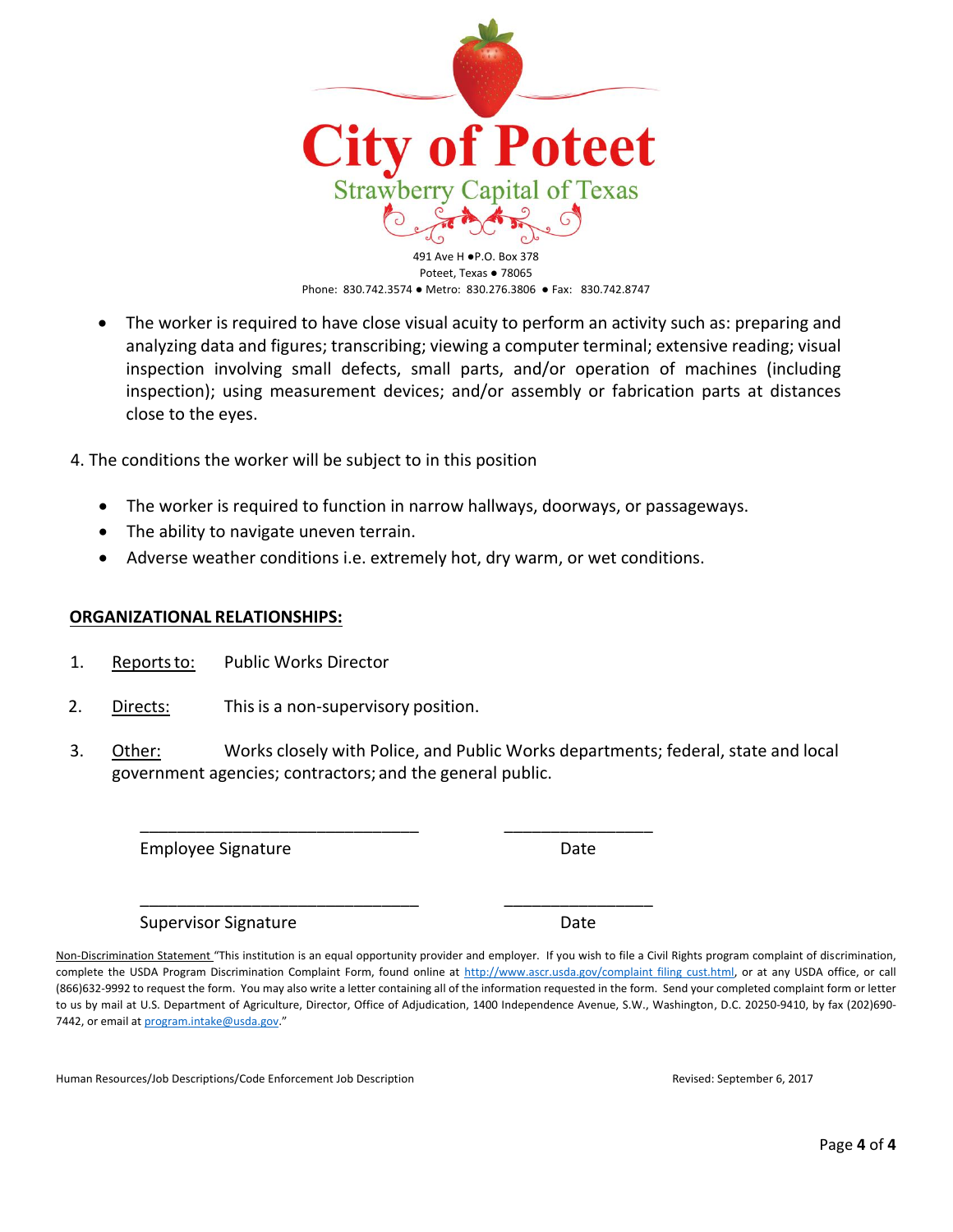- The worker is required to have close visual acuity to perform an activity such as: preparing and analyzing data and figures; transcribing; viewing a computer terminal; extensive reading; visual inspection involving small defects, small parts, and/or operation of machines (including inspection); using measurement devices; and/or assembly or fabrication parts at distances close to the eyes.

4. The conditions the worker will be subject to in this position

- The worker is required to function in narrow hallways, doorways, or passageways.
- The ability to navigate uneven terrain.
- Adverse weather conditions i.e. extremely hot, dry warm, or wet conditions.

## ORGANIZATIONAL RELATIONSHIPS:

1. Reports to: Public Works Director
2. Directs: This is a non-supervisory position.
3. Other: Works closely with Police, and Public Works departments; federal, state and local government agencies; contractors; and the general public.

______________________________ ________________

Employee Signature Date

______________________________ ________________

Supervisor Signature Date

Non-Discrimination Statement "This institution is an equal opportunity provider and employer. If you wish to file a Civil Rights program complaint of discrimination, complete the USDA Program Discrimination Complaint Form, found online at http://www.ascr.usda.gov/complaint_filing_cust.html, or at any USDA office, or call (866)632-9992 to request the form. You may also write a letter containing all of the information requested in the form. Send your completed complaint form or letter to us by mail at U.S. Department of Agriculture, Director, Office of Adjudication, 1400 Independence Avenue, S.W., Washington, D.C. 20250-9410, by fax (202)690-7442, or email at program.intake@usda.gov."

Human Resources/Job Descriptions/Code Enforcement Job Description Revised: September 6, 2017